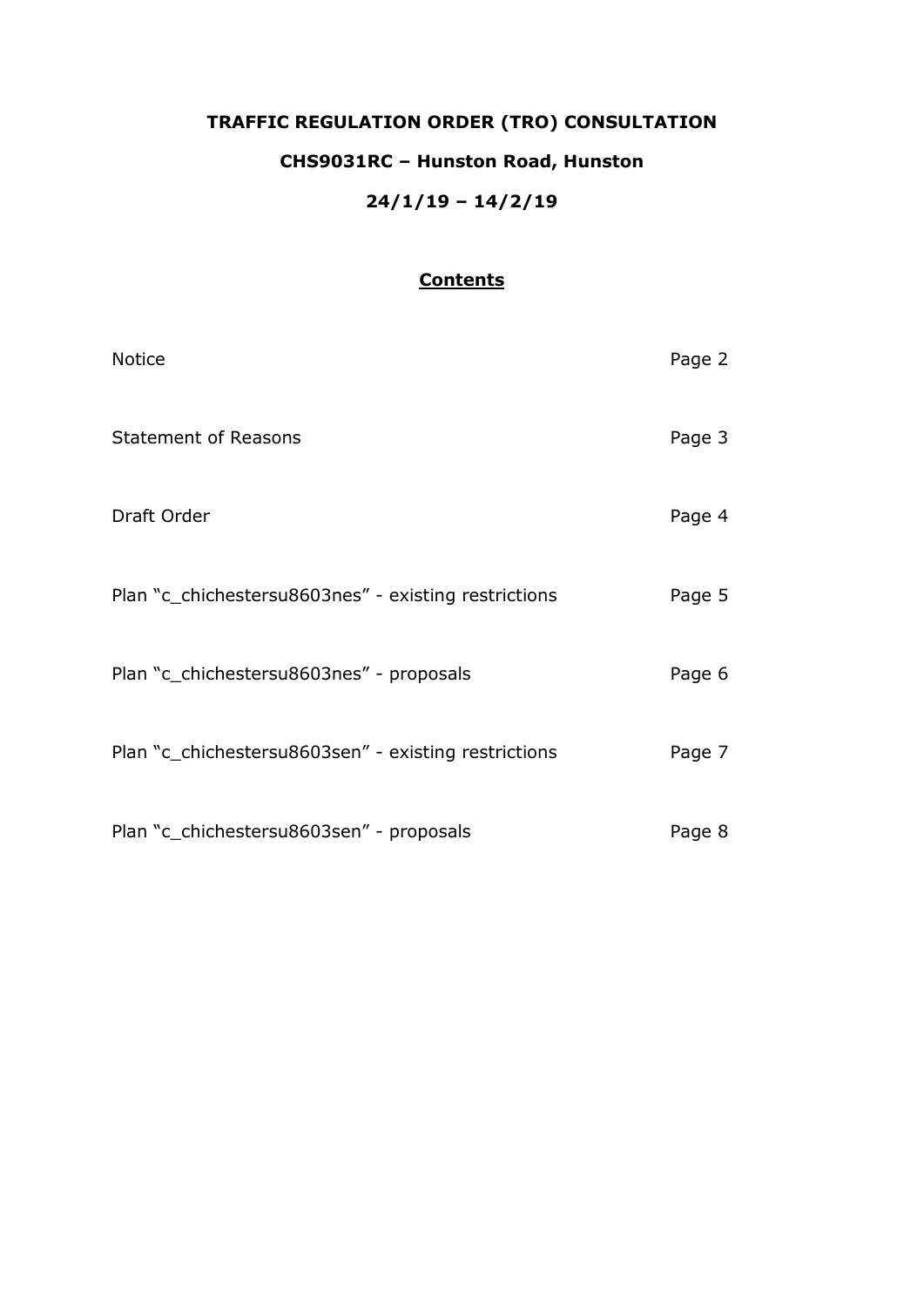# TRAFFIC REGULATION ORDER (TRO) CONSULTATION

## CHS9031RC – Hunston Road, Hunston

## 24/1/19 – 14/2/19

### Contents

| | |
|---|---|
| Notice | Page 2 |
| Statement of Reasons | Page 3 |
| Draft Order | Page 4 |
| Plan "c_chichestersu8603nes" - existing restrictions | Page 5 |
| Plan "c_chichestersu8603nes" - proposals | Page 6 |
| Plan "c_chichestersu8603sen" - existing restrictions | Page 7 |
| Plan "c_chichestersu8603sen" - proposals | Page 8 |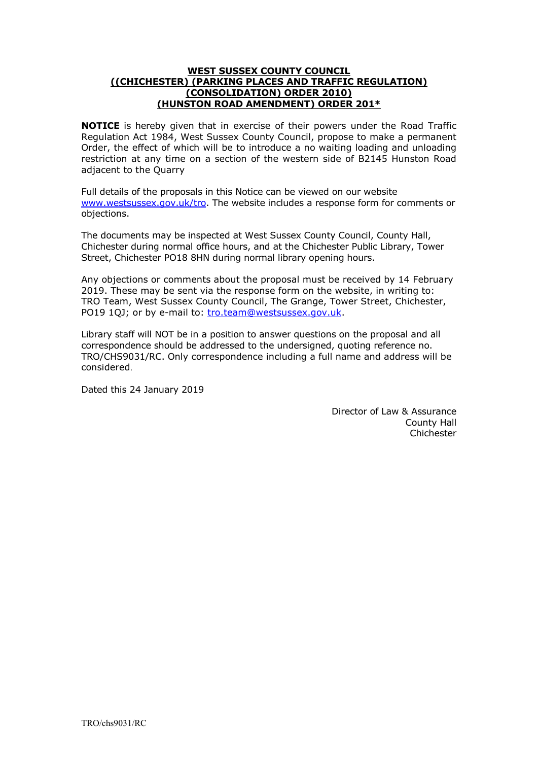**WEST SUSSEX COUNTY COUNCIL**
**((CHICHESTER) (PARKING PLACES AND TRAFFIC REGULATION)**
**(CONSOLIDATION) ORDER 2010)**
**(HUNSTON ROAD AMENDMENT) ORDER 201*****

**NOTICE** is hereby given that in exercise of their powers under the Road Traffic Regulation Act 1984, West Sussex County Council, propose to make a permanent Order, the effect of which will be to introduce a no waiting loading and unloading restriction at any time on a section of the western side of B2145 Hunston Road adjacent to the Quarry

Full details of the proposals in this Notice can be viewed on our website www.westsussex.gov.uk/tro. The website includes a response form for comments or objections.

The documents may be inspected at West Sussex County Council, County Hall, Chichester during normal office hours, and at the Chichester Public Library, Tower Street, Chichester PO18 8HN during normal library opening hours.

Any objections or comments about the proposal must be received by 14 February 2019. These may be sent via the response form on the website, in writing to: TRO Team, West Sussex County Council, The Grange, Tower Street, Chichester, PO19 1QJ; or by e-mail to: tro.team@westsussex.gov.uk.

Library staff will NOT be in a position to answer questions on the proposal and all correspondence should be addressed to the undersigned, quoting reference no. TRO/CHS9031/RC. Only correspondence including a full name and address will be considered.

Dated this 24 January 2019

Director of Law & Assurance
County Hall
Chichester

TRO/chs9031/RC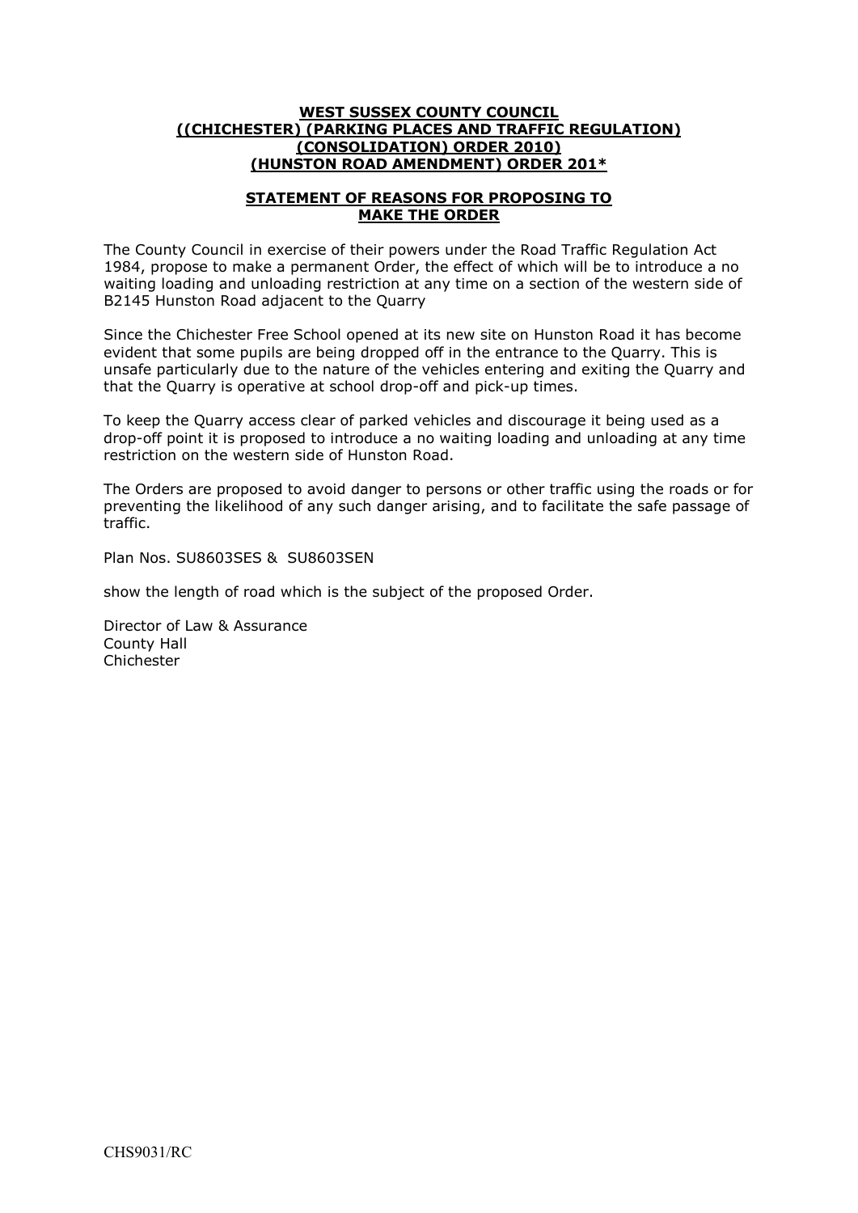**WEST SUSSEX COUNTY COUNCIL**
**((CHICHESTER) (PARKING PLACES AND TRAFFIC REGULATION) (CONSOLIDATION) ORDER 2010) (HUNSTON ROAD AMENDMENT) ORDER 201***

**STATEMENT OF REASONS FOR PROPOSING TO MAKE THE ORDER**

The County Council in exercise of their powers under the Road Traffic Regulation Act 1984, propose to make a permanent Order, the effect of which will be to introduce a no waiting loading and unloading restriction at any time on a section of the western side of B2145 Hunston Road adjacent to the Quarry

Since the Chichester Free School opened at its new site on Hunston Road it has become evident that some pupils are being dropped off in the entrance to the Quarry. This is unsafe particularly due to the nature of the vehicles entering and exiting the Quarry and that the Quarry is operative at school drop-off and pick-up times.

To keep the Quarry access clear of parked vehicles and discourage it being used as a drop-off point it is proposed to introduce a no waiting loading and unloading at any time restriction on the western side of Hunston Road.

The Orders are proposed to avoid danger to persons or other traffic using the roads or for preventing the likelihood of any such danger arising, and to facilitate the safe passage of traffic.

Plan Nos. SU8603SES & SU8603SEN

show the length of road which is the subject of the proposed Order.

Director of Law & Assurance
County Hall
Chichester

CHS9031/RC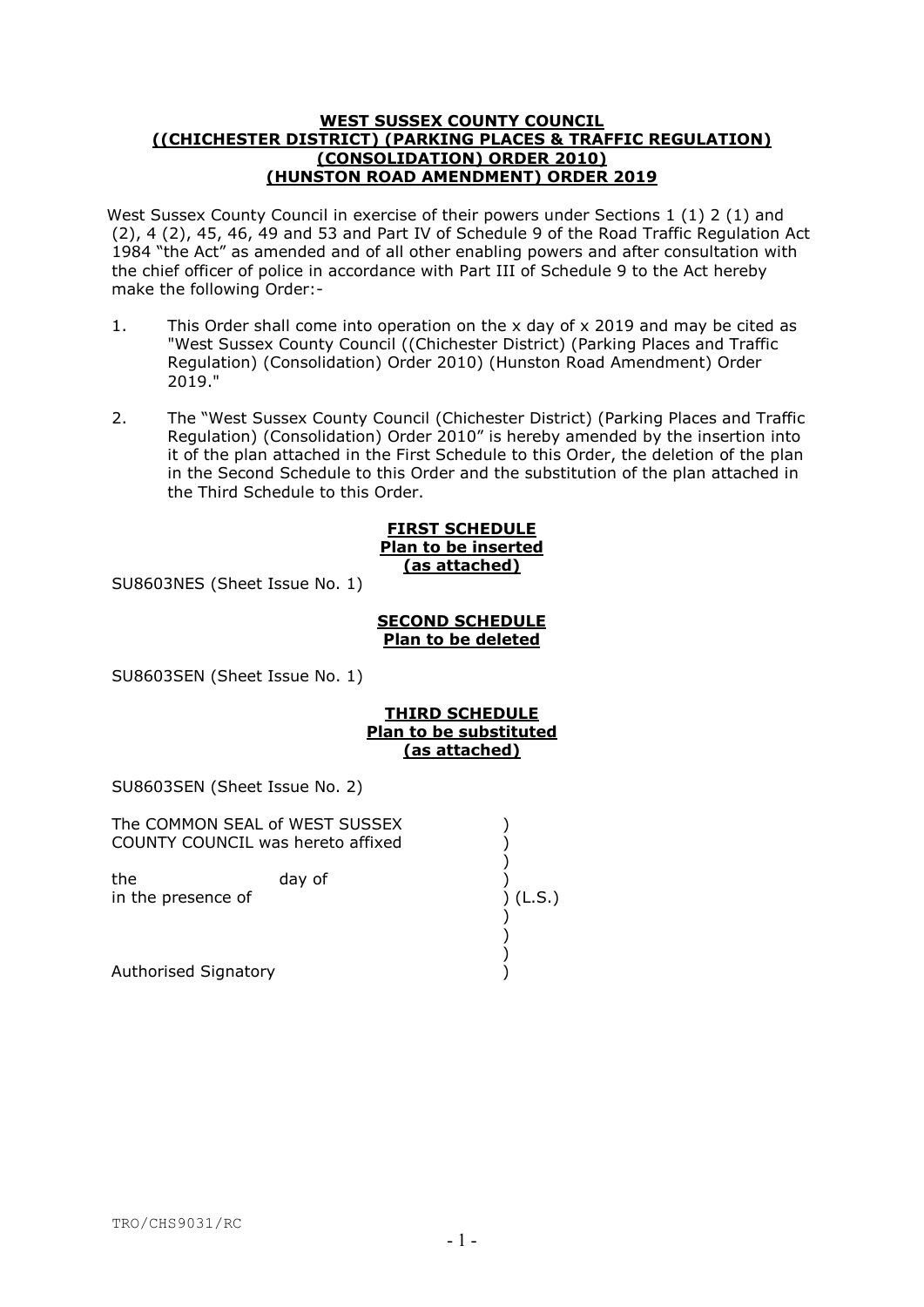**WEST SUSSEX COUNTY COUNCIL**
**((CHICHESTER DISTRICT) (PARKING PLACES & TRAFFIC REGULATION) (CONSOLIDATION) ORDER 2010) (HUNSTON ROAD AMENDMENT) ORDER 2019**

West Sussex County Council in exercise of their powers under Sections 1 (1) 2 (1) and (2), 4 (2), 45, 46, 49 and 53 and Part IV of Schedule 9 of the Road Traffic Regulation Act 1984 "the Act" as amended and of all other enabling powers and after consultation with the chief officer of police in accordance with Part III of Schedule 9 to the Act hereby make the following Order:-

1. This Order shall come into operation on the x day of x 2019 and may be cited as "West Sussex County Council ((Chichester District) (Parking Places and Traffic Regulation) (Consolidation) Order 2010) (Hunston Road Amendment) Order 2019."

2. The "West Sussex County Council (Chichester District) (Parking Places and Traffic Regulation) (Consolidation) Order 2010" is hereby amended by the insertion into it of the plan attached in the First Schedule to this Order, the deletion of the plan in the Second Schedule to this Order and the substitution of the plan attached in the Third Schedule to this Order.

**FIRST SCHEDULE**
**Plan to be inserted**
**(as attached)**

SU8603NES (Sheet Issue No. 1)

**SECOND SCHEDULE**
**Plan to be deleted**

SU8603SEN (Sheet Issue No. 1)

**THIRD SCHEDULE**
**Plan to be substituted**
**(as attached)**

SU8603SEN (Sheet Issue No. 2)

The COMMON SEAL of WEST SUSSEX COUNTY COUNCIL was hereto affixed )

the day of )
in the presence of ) (L.S.)

Authorised Signatory )

TRO/CHS9031/RC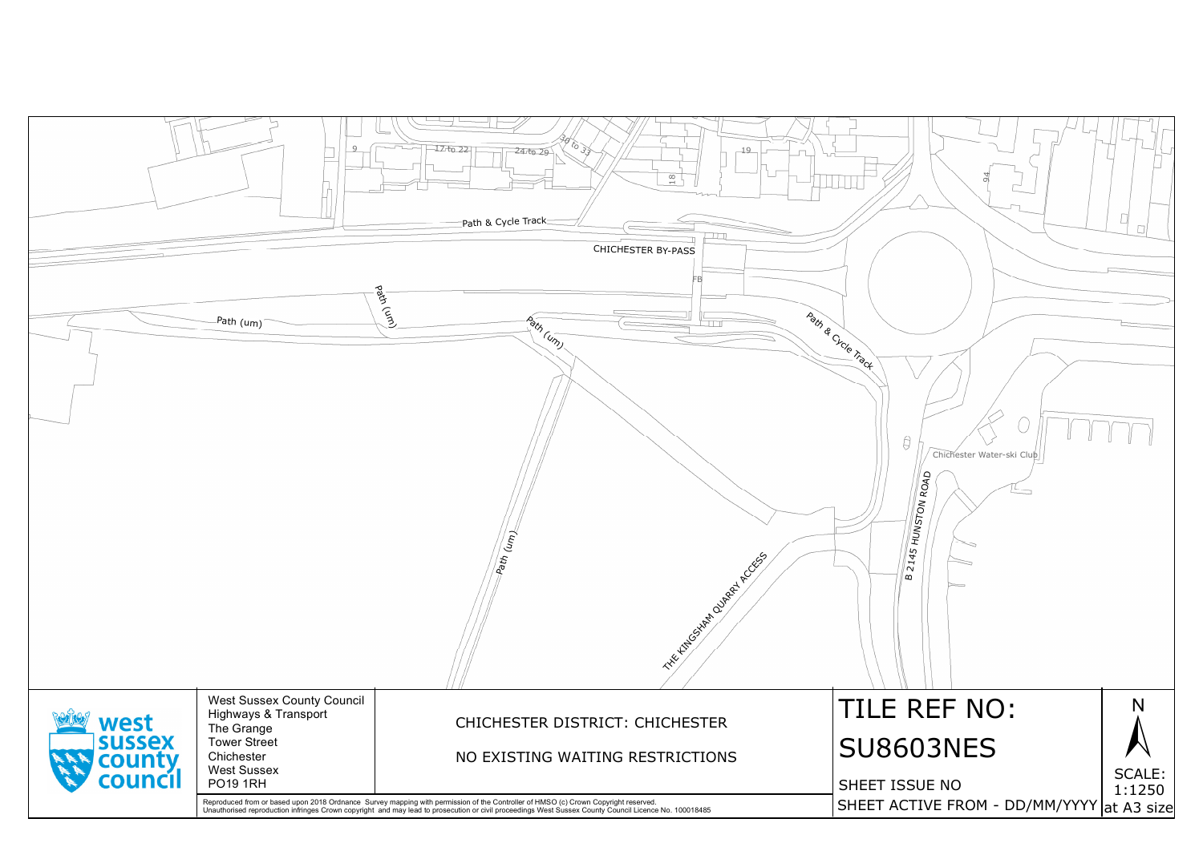9

17 to 22

24 to 29

30 to 33

18

19

94

Path & Cycle Track

CHICHESTER BY-PASS

FB

Path (um)

Path (um)

Path (um)

Path & Cycle Track

Chichester Water-ski Club

B 2145 HUNSTON ROAD

Path (um)

THE KINGSHAM QUARRY ACCESS

West Sussex County Council
Highways & Transport
The Grange
Tower Street
Chichester
West Sussex
PO19 1RH

CHICHESTER DISTRICT: CHICHESTER

NO EXISTING WAITING RESTRICTIONS

# TILE REF NO:

# SU8603NES

SHEET ISSUE NO

SHEET ACTIVE FROM - DD/MM/YYYY

N

SCALE:
1:1250
at A3 size

Reproduced from or based upon 2018 Ordnance Survey mapping with permission of the Controller of HMSO (c) Crown Copyright reserved.
Unauthorised reproduction infringes Crown copyright and may lead to prosecution or civil proceedings West Sussex County Council Licence No. 100018485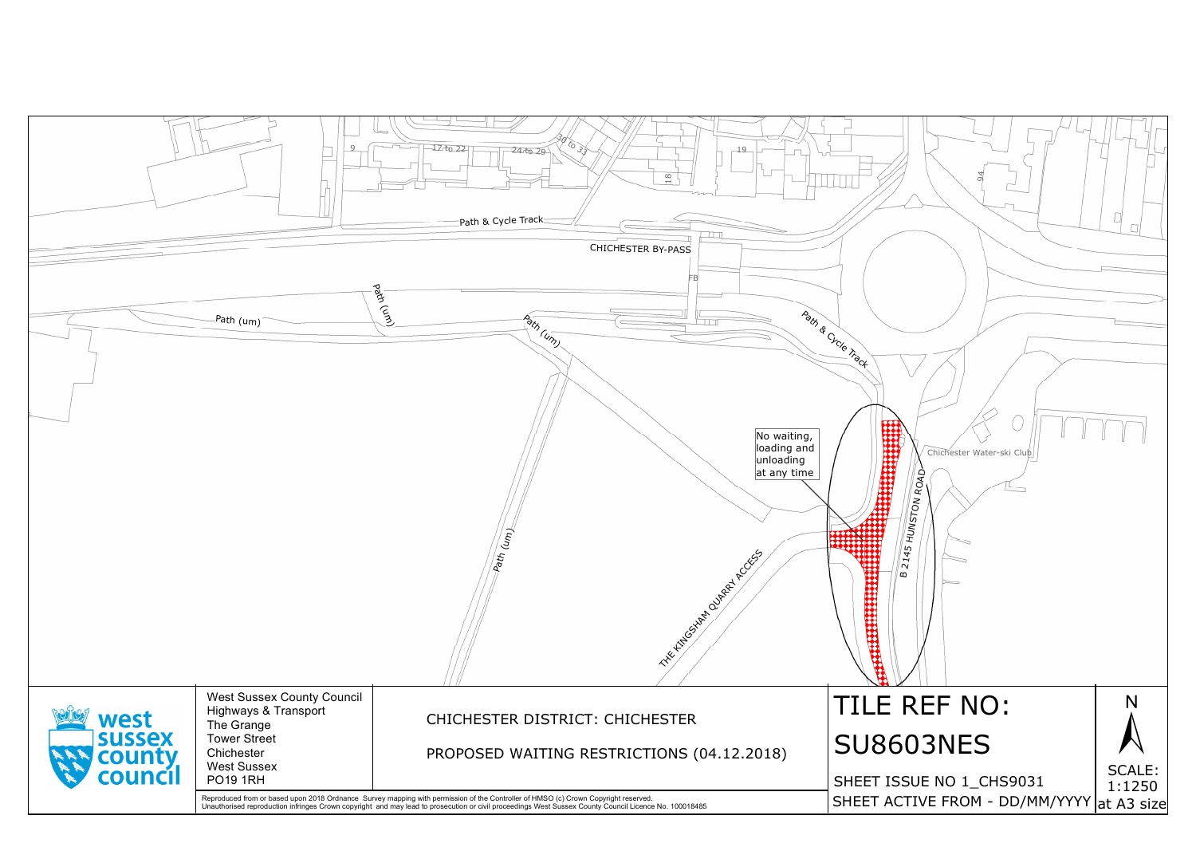9

17 to 22

24 to 29

30 to 33

18

19

94

Path & Cycle Track

CHICHESTER BY-PASS

FB

Path (um)

Path (um)

Path (um)

Path & Cycle Track

No waiting, loading and unloading at any time

Chichester Water-ski Club

B 2145 HUNSTON ROAD

Path (um)

THE KINGSHAM QUARRY ACCESS

West Sussex County Council
Highways & Transport
The Grange
Tower Street
Chichester
West Sussex
PO19 1RH

CHICHESTER DISTRICT: CHICHESTER

PROPOSED WAITING RESTRICTIONS (04.12.2018)

# TILE REF NO: SU8603NES

SHEET ISSUE NO 1_CHS9031

SHEET ACTIVE FROM - DD/MM/YYYY

N

SCALE: 1:1250 at A3 size

Reproduced from or based upon 2018 Ordnance Survey mapping with permission of the Controller of HMSO (c) Crown Copyright reserved.
Unauthorised reproduction infringes Crown copyright and may lead to prosecution or civil proceedings West Sussex County Council Licence No. 100018485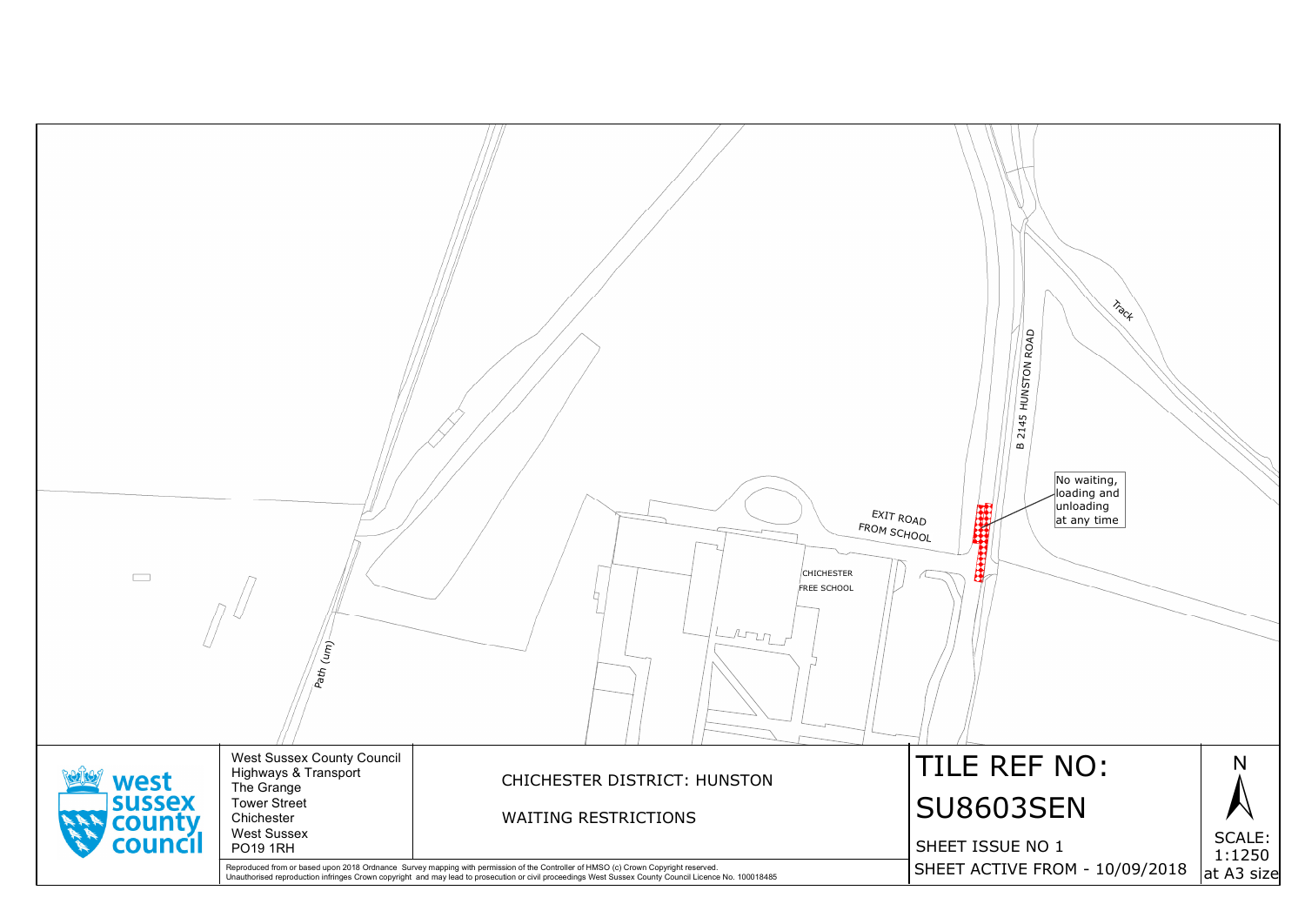Track

B 2145 HUNSTON ROAD

No waiting, loading and unloading at any time

EXIT ROAD FROM SCHOOL

CHICHESTER FREE SCHOOL

Path (um)

West Sussex County Council
Highways & Transport
The Grange
Tower Street
Chichester
West Sussex
PO19 1RH

CHICHESTER DISTRICT: HUNSTON

WAITING RESTRICTIONS

# TILE REF NO: SU8603SEN

SHEET ISSUE NO 1

SHEET ACTIVE FROM - 10/09/2018

N

SCALE: 1:1250 at A3 size

Reproduced from or based upon 2018 Ordnance Survey mapping with permission of the Controller of HMSO (c) Crown Copyright reserved.
Unauthorised reproduction infringes Crown copyright and may lead to prosecution or civil proceedings West Sussex County Council Licence No. 100018485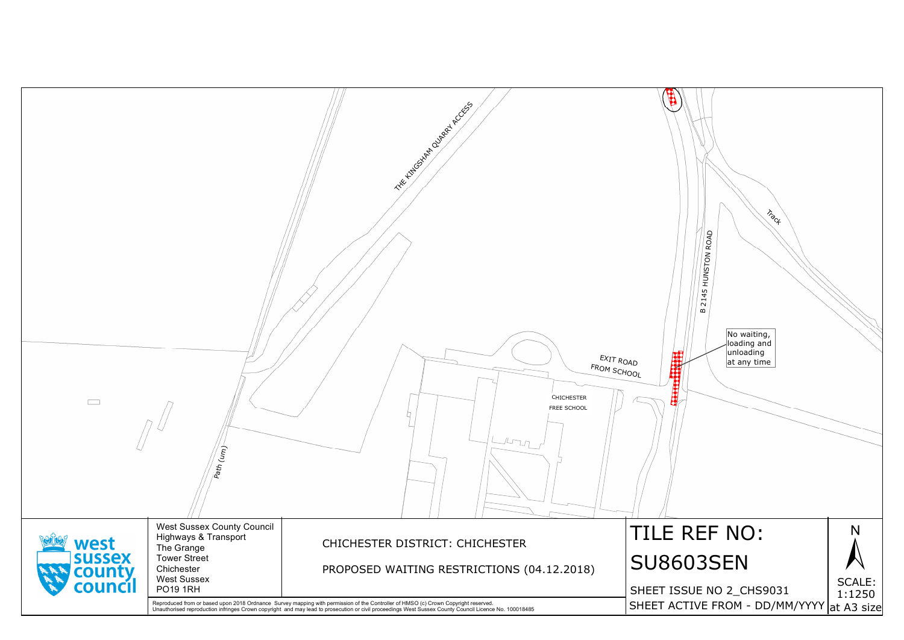THE KINGSHAM QUARRY ACCESS

Track

B 2145 HUNSTON ROAD

No waiting, loading and unloading at any time

EXIT ROAD FROM SCHOOL

CHICHESTER FREE SCHOOL

Path (um)

West Sussex County Council
Highways & Transport
The Grange
Tower Street
Chichester
West Sussex
PO19 1RH

CHICHESTER DISTRICT: CHICHESTER

PROPOSED WAITING RESTRICTIONS (04.12.2018)

TILE REF NO:

SU8603SEN

SHEET ISSUE NO 2_CHS9031

SHEET ACTIVE FROM - DD/MM/YYYY

N

SCALE: 1:1250 at A3 size

Reproduced from or based upon 2018 Ordnance Survey mapping with permission of the Controller of HMSO (c) Crown Copyright reserved.
Unauthorised reproduction infringes Crown copyright and may lead to prosecution or civil proceedings West Sussex County Council Licence No. 100018485